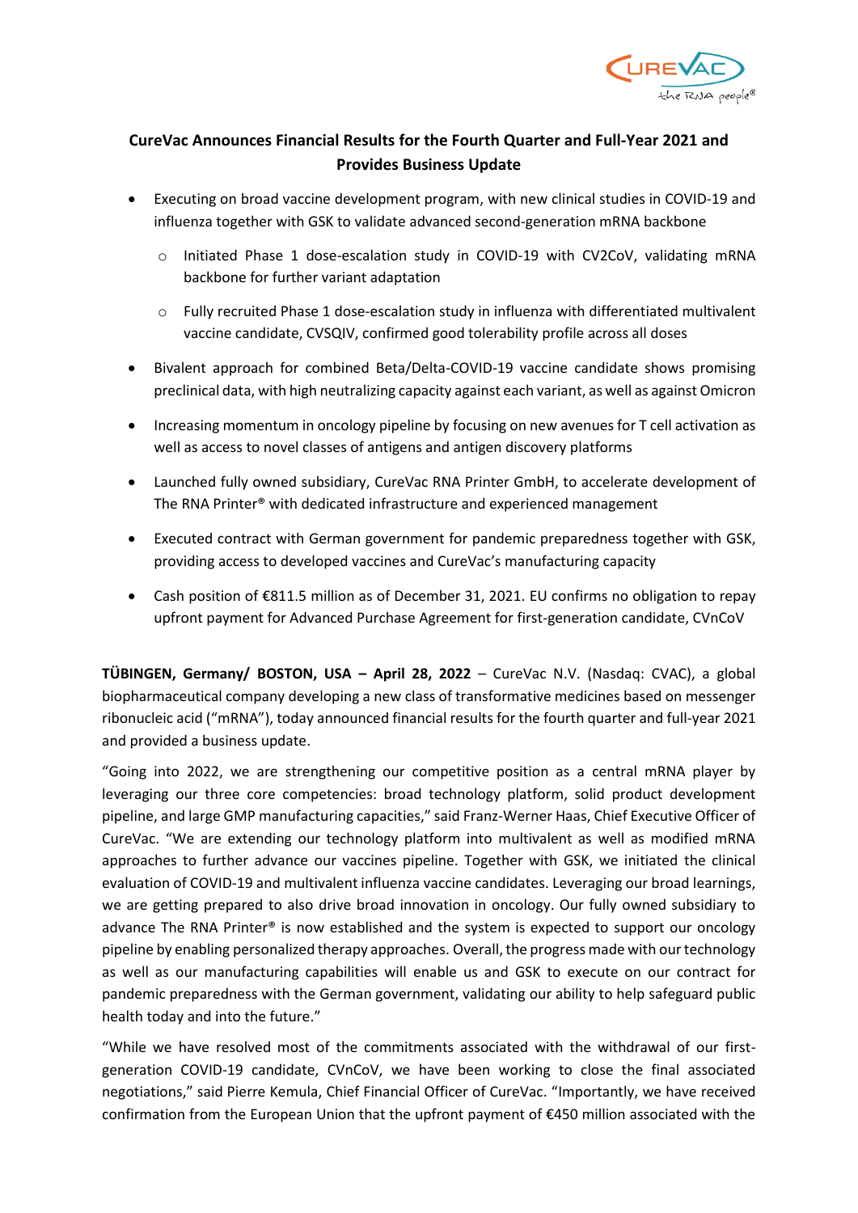# CureVac Announces Financial Results for the Fourth Quarter and Full-Year 2021 and Provides Business Update

- Executing on broad vaccine development program, with new clinical studies in COVID-19 and influenza together with GSK to validate advanced second-generation mRNA backbone
  - Initiated Phase 1 dose-escalation study in COVID-19 with CV2CoV, validating mRNA backbone for further variant adaptation
  - Fully recruited Phase 1 dose-escalation study in influenza with differentiated multivalent vaccine candidate, CVSQIV, confirmed good tolerability profile across all doses
- Bivalent approach for combined Beta/Delta-COVID-19 vaccine candidate shows promising preclinical data, with high neutralizing capacity against each variant, as well as against Omicron
- Increasing momentum in oncology pipeline by focusing on new avenues for T cell activation as well as access to novel classes of antigens and antigen discovery platforms
- Launched fully owned subsidiary, CureVac RNA Printer GmbH, to accelerate development of The RNA Printer® with dedicated infrastructure and experienced management
- Executed contract with German government for pandemic preparedness together with GSK, providing access to developed vaccines and CureVac's manufacturing capacity
- Cash position of €811.5 million as of December 31, 2021. EU confirms no obligation to repay upfront payment for Advanced Purchase Agreement for first-generation candidate, CVnCoV

**TÜBINGEN, Germany/ BOSTON, USA – April 28, 2022** – CureVac N.V. (Nasdaq: CVAC), a global biopharmaceutical company developing a new class of transformative medicines based on messenger ribonucleic acid ("mRNA"), today announced financial results for the fourth quarter and full-year 2021 and provided a business update.

"Going into 2022, we are strengthening our competitive position as a central mRNA player by leveraging our three core competencies: broad technology platform, solid product development pipeline, and large GMP manufacturing capacities," said Franz-Werner Haas, Chief Executive Officer of CureVac. "We are extending our technology platform into multivalent as well as modified mRNA approaches to further advance our vaccines pipeline. Together with GSK, we initiated the clinical evaluation of COVID-19 and multivalent influenza vaccine candidates. Leveraging our broad learnings, we are getting prepared to also drive broad innovation in oncology. Our fully owned subsidiary to advance The RNA Printer® is now established and the system is expected to support our oncology pipeline by enabling personalized therapy approaches. Overall, the progress made with our technology as well as our manufacturing capabilities will enable us and GSK to execute on our contract for pandemic preparedness with the German government, validating our ability to help safeguard public health today and into the future."

"While we have resolved most of the commitments associated with the withdrawal of our first-generation COVID-19 candidate, CVnCoV, we have been working to close the final associated negotiations," said Pierre Kemula, Chief Financial Officer of CureVac. "Importantly, we have received confirmation from the European Union that the upfront payment of €450 million associated with the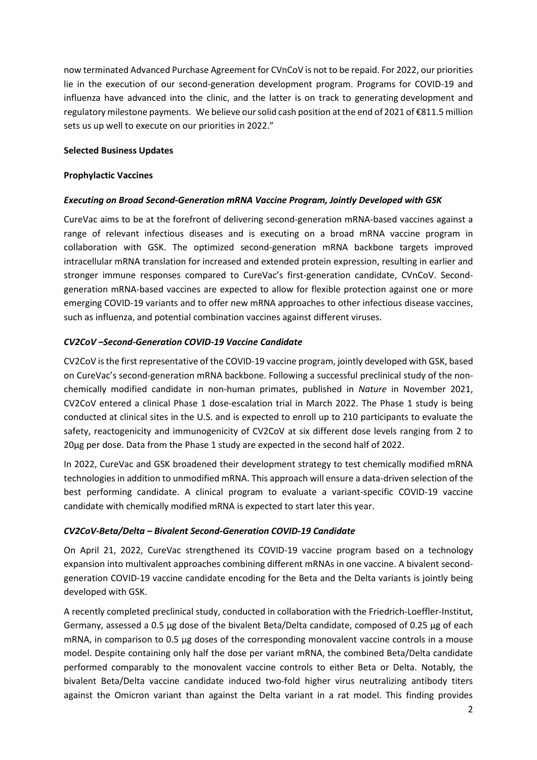now terminated Advanced Purchase Agreement for CVnCoV is not to be repaid. For 2022, our priorities lie in the execution of our second-generation development program. Programs for COVID-19 and influenza have advanced into the clinic, and the latter is on track to generating development and regulatory milestone payments. We believe our solid cash position at the end of 2021 of €811.5 million sets us up well to execute on our priorities in 2022."

**Selected Business Updates**

**Prophylactic Vaccines**

***Executing on Broad Second-Generation mRNA Vaccine Program, Jointly Developed with GSK***

CureVac aims to be at the forefront of delivering second-generation mRNA-based vaccines against a range of relevant infectious diseases and is executing on a broad mRNA vaccine program in collaboration with GSK. The optimized second-generation mRNA backbone targets improved intracellular mRNA translation for increased and extended protein expression, resulting in earlier and stronger immune responses compared to CureVac's first-generation candidate, CVnCoV. Second-generation mRNA-based vaccines are expected to allow for flexible protection against one or more emerging COVID-19 variants and to offer new mRNA approaches to other infectious disease vaccines, such as influenza, and potential combination vaccines against different viruses.

***CV2CoV –Second-Generation COVID-19 Vaccine Candidate***

CV2CoV is the first representative of the COVID-19 vaccine program, jointly developed with GSK, based on CureVac's second-generation mRNA backbone. Following a successful preclinical study of the non-chemically modified candidate in non-human primates, published in *Nature* in November 2021, CV2CoV entered a clinical Phase 1 dose-escalation trial in March 2022. The Phase 1 study is being conducted at clinical sites in the U.S. and is expected to enroll up to 210 participants to evaluate the safety, reactogenicity and immunogenicity of CV2CoV at six different dose levels ranging from 2 to 20µg per dose. Data from the Phase 1 study are expected in the second half of 2022.

In 2022, CureVac and GSK broadened their development strategy to test chemically modified mRNA technologies in addition to unmodified mRNA. This approach will ensure a data-driven selection of the best performing candidate. A clinical program to evaluate a variant-specific COVID-19 vaccine candidate with chemically modified mRNA is expected to start later this year.

***CV2CoV-Beta/Delta – Bivalent Second-Generation COVID-19 Candidate***

On April 21, 2022, CureVac strengthened its COVID-19 vaccine program based on a technology expansion into multivalent approaches combining different mRNAs in one vaccine. A bivalent second-generation COVID-19 vaccine candidate encoding for the Beta and the Delta variants is jointly being developed with GSK.

A recently completed preclinical study, conducted in collaboration with the Friedrich-Loeffler-Institut, Germany, assessed a 0.5 µg dose of the bivalent Beta/Delta candidate, composed of 0.25 µg of each mRNA, in comparison to 0.5 µg doses of the corresponding monovalent vaccine controls in a mouse model. Despite containing only half the dose per variant mRNA, the combined Beta/Delta candidate performed comparably to the monovalent vaccine controls to either Beta or Delta. Notably, the bivalent Beta/Delta vaccine candidate induced two-fold higher virus neutralizing antibody titers against the Omicron variant than against the Delta variant in a rat model. This finding provides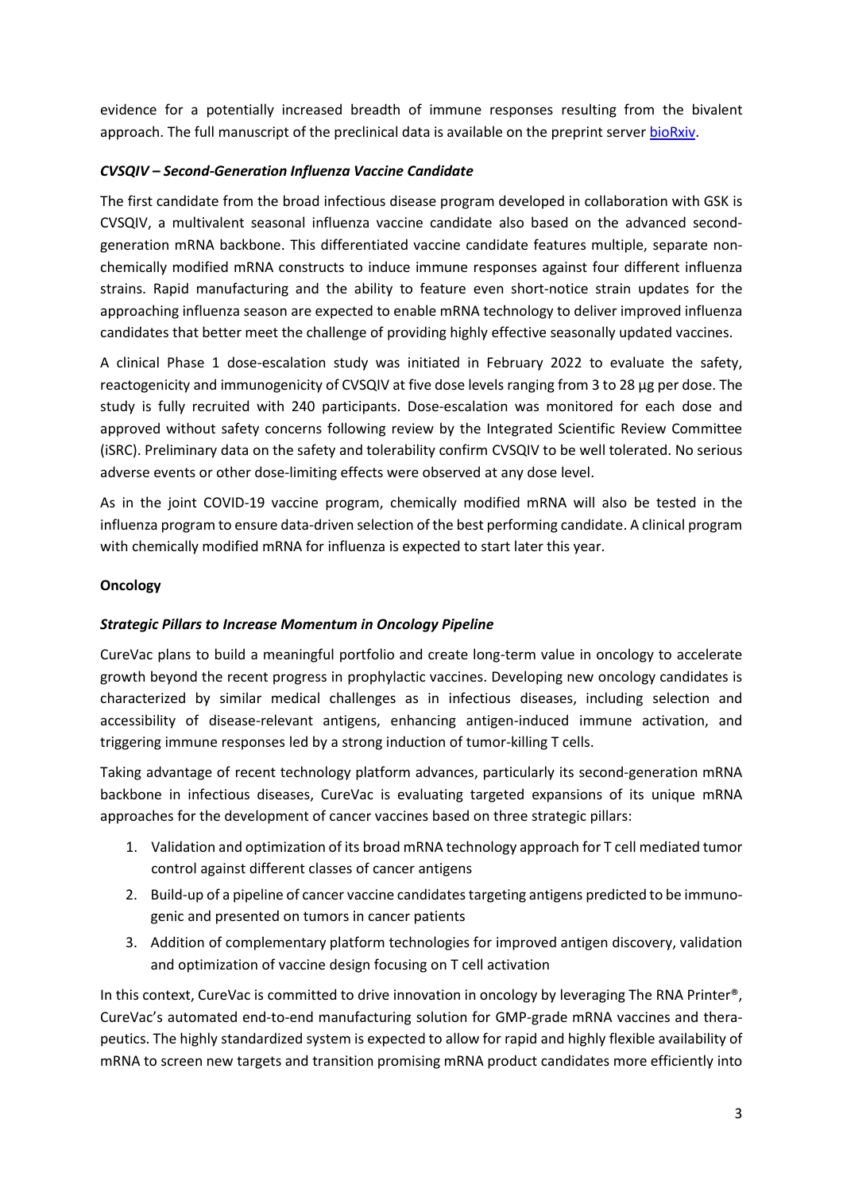evidence for a potentially increased breadth of immune responses resulting from the bivalent approach. The full manuscript of the preclinical data is available on the preprint server [bioRxiv](bioRxiv).

***CVSQIV – Second-Generation Influenza Vaccine Candidate***

The first candidate from the broad infectious disease program developed in collaboration with GSK is CVSQIV, a multivalent seasonal influenza vaccine candidate also based on the advanced second-generation mRNA backbone. This differentiated vaccine candidate features multiple, separate non-chemically modified mRNA constructs to induce immune responses against four different influenza strains. Rapid manufacturing and the ability to feature even short-notice strain updates for the approaching influenza season are expected to enable mRNA technology to deliver improved influenza candidates that better meet the challenge of providing highly effective seasonally updated vaccines.

A clinical Phase 1 dose-escalation study was initiated in February 2022 to evaluate the safety, reactogenicity and immunogenicity of CVSQIV at five dose levels ranging from 3 to 28 µg per dose. The study is fully recruited with 240 participants. Dose-escalation was monitored for each dose and approved without safety concerns following review by the Integrated Scientific Review Committee (iSRC). Preliminary data on the safety and tolerability confirm CVSQIV to be well tolerated. No serious adverse events or other dose-limiting effects were observed at any dose level.

As in the joint COVID-19 vaccine program, chemically modified mRNA will also be tested in the influenza program to ensure data-driven selection of the best performing candidate. A clinical program with chemically modified mRNA for influenza is expected to start later this year.

**Oncology**

***Strategic Pillars to Increase Momentum in Oncology Pipeline***

CureVac plans to build a meaningful portfolio and create long-term value in oncology to accelerate growth beyond the recent progress in prophylactic vaccines. Developing new oncology candidates is characterized by similar medical challenges as in infectious diseases, including selection and accessibility of disease-relevant antigens, enhancing antigen-induced immune activation, and triggering immune responses led by a strong induction of tumor-killing T cells.

Taking advantage of recent technology platform advances, particularly its second-generation mRNA backbone in infectious diseases, CureVac is evaluating targeted expansions of its unique mRNA approaches for the development of cancer vaccines based on three strategic pillars:

1. Validation and optimization of its broad mRNA technology approach for T cell mediated tumor control against different classes of cancer antigens
2. Build-up of a pipeline of cancer vaccine candidates targeting antigens predicted to be immunogenic and presented on tumors in cancer patients
3. Addition of complementary platform technologies for improved antigen discovery, validation and optimization of vaccine design focusing on T cell activation

In this context, CureVac is committed to drive innovation in oncology by leveraging The RNA Printer®, CureVac's automated end-to-end manufacturing solution for GMP-grade mRNA vaccines and therapeutics. The highly standardized system is expected to allow for rapid and highly flexible availability of mRNA to screen new targets and transition promising mRNA product candidates more efficiently into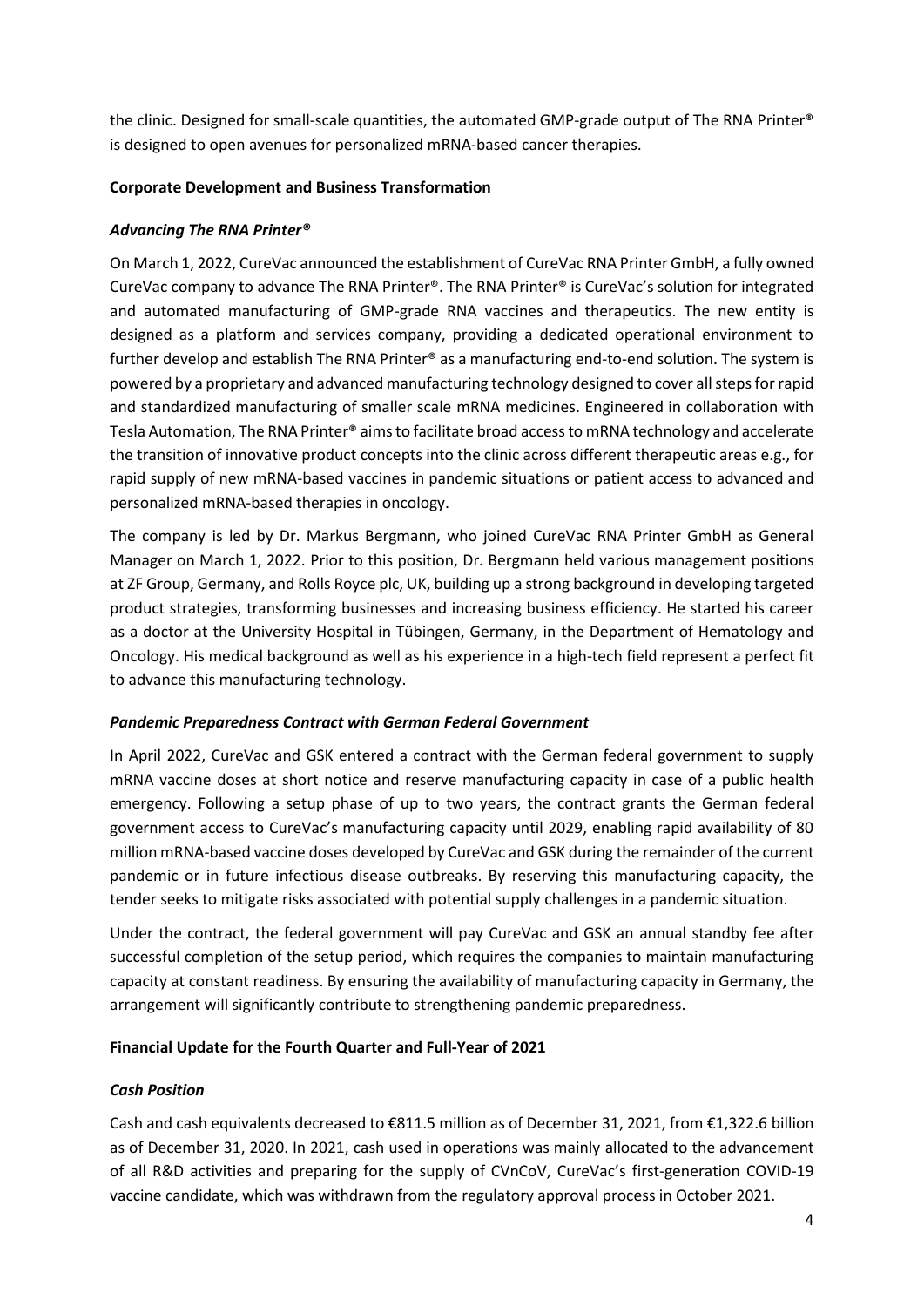the clinic. Designed for small-scale quantities, the automated GMP-grade output of The RNA Printer® is designed to open avenues for personalized mRNA-based cancer therapies.

**Corporate Development and Business Transformation**

***Advancing The RNA Printer®***

On March 1, 2022, CureVac announced the establishment of CureVac RNA Printer GmbH, a fully owned CureVac company to advance The RNA Printer®. The RNA Printer® is CureVac's solution for integrated and automated manufacturing of GMP-grade RNA vaccines and therapeutics. The new entity is designed as a platform and services company, providing a dedicated operational environment to further develop and establish The RNA Printer® as a manufacturing end-to-end solution. The system is powered by a proprietary and advanced manufacturing technology designed to cover all steps for rapid and standardized manufacturing of smaller scale mRNA medicines. Engineered in collaboration with Tesla Automation, The RNA Printer® aims to facilitate broad access to mRNA technology and accelerate the transition of innovative product concepts into the clinic across different therapeutic areas e.g., for rapid supply of new mRNA-based vaccines in pandemic situations or patient access to advanced and personalized mRNA-based therapies in oncology.

The company is led by Dr. Markus Bergmann, who joined CureVac RNA Printer GmbH as General Manager on March 1, 2022. Prior to this position, Dr. Bergmann held various management positions at ZF Group, Germany, and Rolls Royce plc, UK, building up a strong background in developing targeted product strategies, transforming businesses and increasing business efficiency. He started his career as a doctor at the University Hospital in Tübingen, Germany, in the Department of Hematology and Oncology. His medical background as well as his experience in a high-tech field represent a perfect fit to advance this manufacturing technology.

***Pandemic Preparedness Contract with German Federal Government***

In April 2022, CureVac and GSK entered a contract with the German federal government to supply mRNA vaccine doses at short notice and reserve manufacturing capacity in case of a public health emergency. Following a setup phase of up to two years, the contract grants the German federal government access to CureVac's manufacturing capacity until 2029, enabling rapid availability of 80 million mRNA-based vaccine doses developed by CureVac and GSK during the remainder of the current pandemic or in future infectious disease outbreaks. By reserving this manufacturing capacity, the tender seeks to mitigate risks associated with potential supply challenges in a pandemic situation.

Under the contract, the federal government will pay CureVac and GSK an annual standby fee after successful completion of the setup period, which requires the companies to maintain manufacturing capacity at constant readiness. By ensuring the availability of manufacturing capacity in Germany, the arrangement will significantly contribute to strengthening pandemic preparedness.

**Financial Update for the Fourth Quarter and Full-Year of 2021**

***Cash Position***

Cash and cash equivalents decreased to €811.5 million as of December 31, 2021, from €1,322.6 billion as of December 31, 2020. In 2021, cash used in operations was mainly allocated to the advancement of all R&D activities and preparing for the supply of CVnCoV, CureVac's first-generation COVID-19 vaccine candidate, which was withdrawn from the regulatory approval process in October 2021.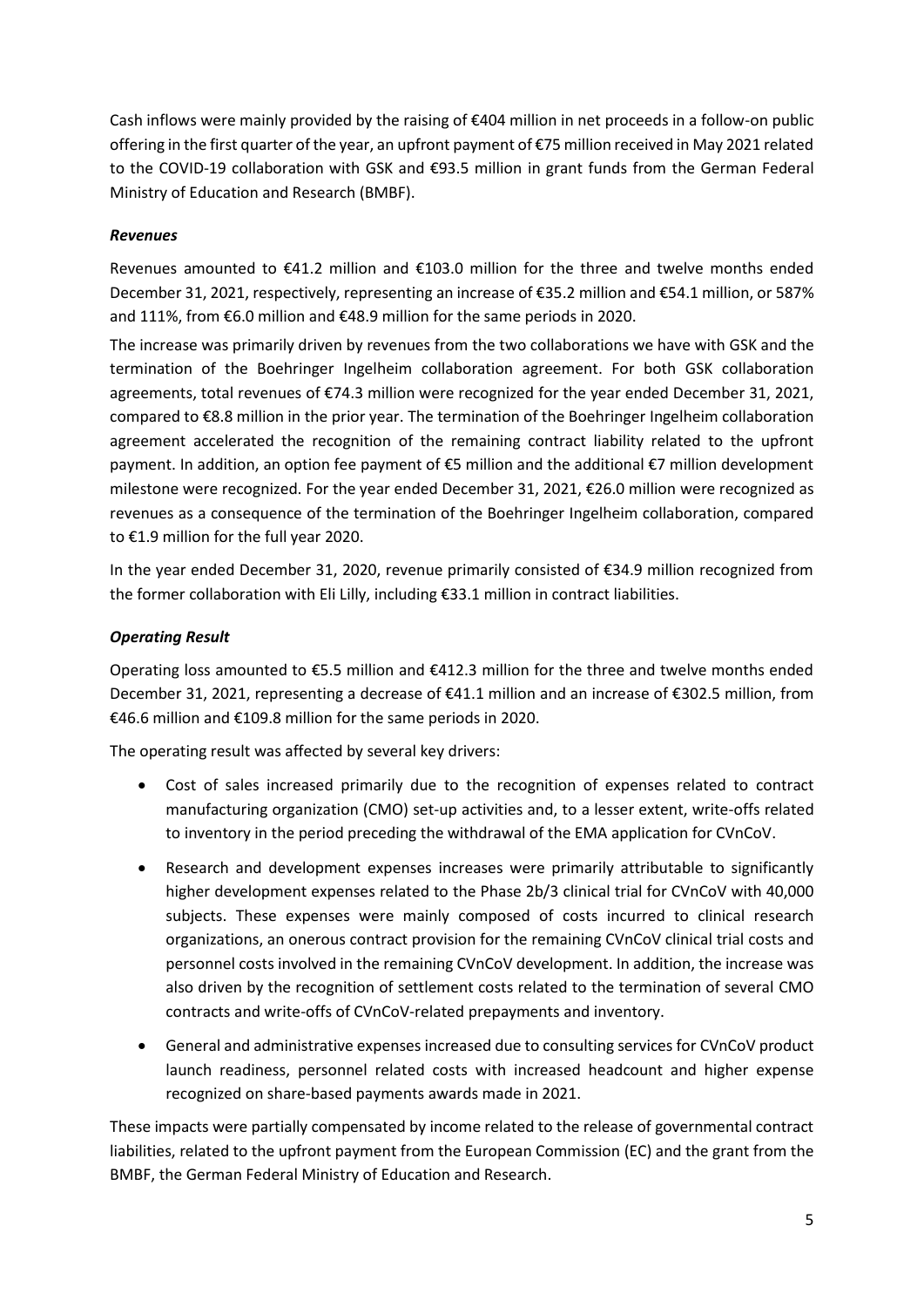Cash inflows were mainly provided by the raising of €404 million in net proceeds in a follow-on public offering in the first quarter of the year, an upfront payment of €75 million received in May 2021 related to the COVID-19 collaboration with GSK and €93.5 million in grant funds from the German Federal Ministry of Education and Research (BMBF).

***Revenues***

Revenues amounted to €41.2 million and €103.0 million for the three and twelve months ended December 31, 2021, respectively, representing an increase of €35.2 million and €54.1 million, or 587% and 111%, from €6.0 million and €48.9 million for the same periods in 2020.

The increase was primarily driven by revenues from the two collaborations we have with GSK and the termination of the Boehringer Ingelheim collaboration agreement. For both GSK collaboration agreements, total revenues of €74.3 million were recognized for the year ended December 31, 2021, compared to €8.8 million in the prior year. The termination of the Boehringer Ingelheim collaboration agreement accelerated the recognition of the remaining contract liability related to the upfront payment. In addition, an option fee payment of €5 million and the additional €7 million development milestone were recognized. For the year ended December 31, 2021, €26.0 million were recognized as revenues as a consequence of the termination of the Boehringer Ingelheim collaboration, compared to €1.9 million for the full year 2020.

In the year ended December 31, 2020, revenue primarily consisted of €34.9 million recognized from the former collaboration with Eli Lilly, including €33.1 million in contract liabilities.

***Operating Result***

Operating loss amounted to €5.5 million and €412.3 million for the three and twelve months ended December 31, 2021, representing a decrease of €41.1 million and an increase of €302.5 million, from €46.6 million and €109.8 million for the same periods in 2020.

The operating result was affected by several key drivers:

- Cost of sales increased primarily due to the recognition of expenses related to contract manufacturing organization (CMO) set-up activities and, to a lesser extent, write-offs related to inventory in the period preceding the withdrawal of the EMA application for CVnCoV.
- Research and development expenses increases were primarily attributable to significantly higher development expenses related to the Phase 2b/3 clinical trial for CVnCoV with 40,000 subjects. These expenses were mainly composed of costs incurred to clinical research organizations, an onerous contract provision for the remaining CVnCoV clinical trial costs and personnel costs involved in the remaining CVnCoV development. In addition, the increase was also driven by the recognition of settlement costs related to the termination of several CMO contracts and write-offs of CVnCoV-related prepayments and inventory.
- General and administrative expenses increased due to consulting services for CVnCoV product launch readiness, personnel related costs with increased headcount and higher expense recognized on share-based payments awards made in 2021.

These impacts were partially compensated by income related to the release of governmental contract liabilities, related to the upfront payment from the European Commission (EC) and the grant from the BMBF, the German Federal Ministry of Education and Research.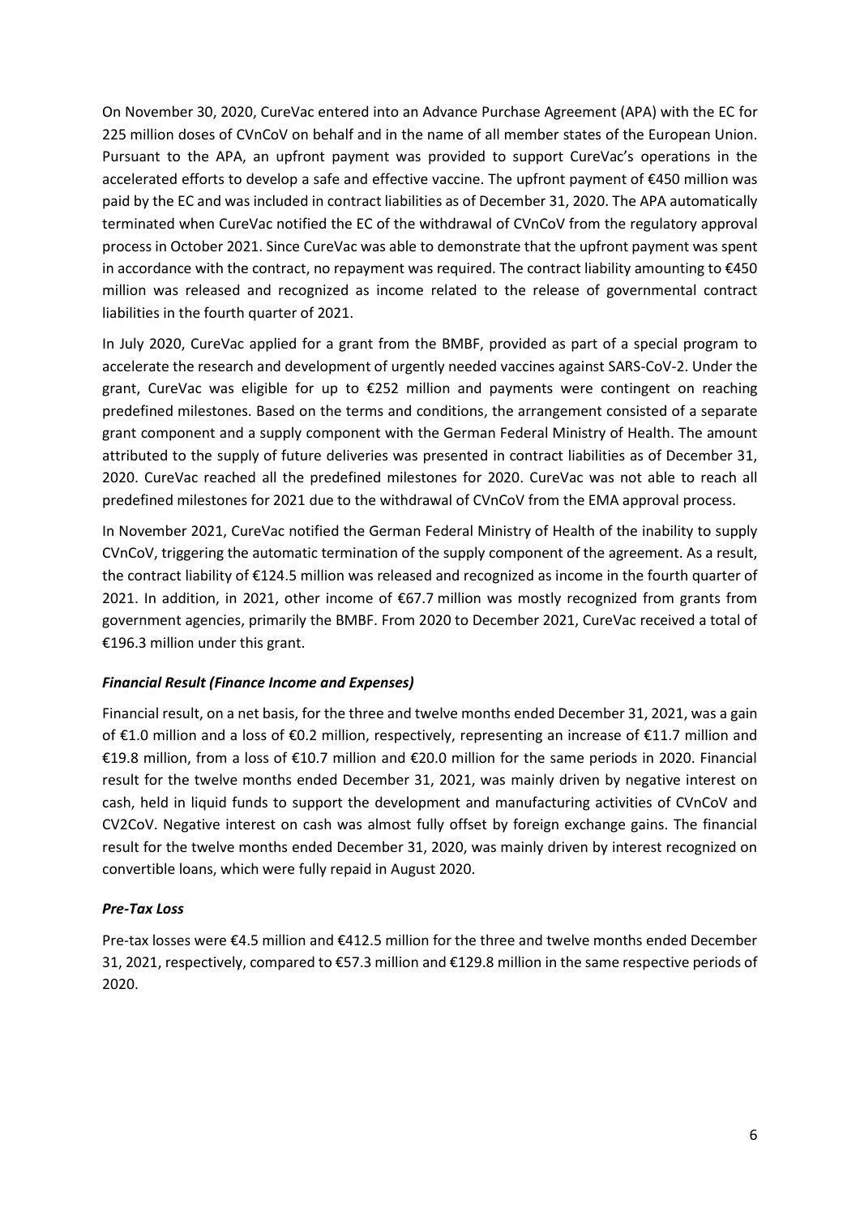On November 30, 2020, CureVac entered into an Advance Purchase Agreement (APA) with the EC for 225 million doses of CVnCoV on behalf and in the name of all member states of the European Union. Pursuant to the APA, an upfront payment was provided to support CureVac's operations in the accelerated efforts to develop a safe and effective vaccine. The upfront payment of €450 million was paid by the EC and was included in contract liabilities as of December 31, 2020. The APA automatically terminated when CureVac notified the EC of the withdrawal of CVnCoV from the regulatory approval process in October 2021. Since CureVac was able to demonstrate that the upfront payment was spent in accordance with the contract, no repayment was required. The contract liability amounting to €450 million was released and recognized as income related to the release of governmental contract liabilities in the fourth quarter of 2021.

In July 2020, CureVac applied for a grant from the BMBF, provided as part of a special program to accelerate the research and development of urgently needed vaccines against SARS-CoV-2. Under the grant, CureVac was eligible for up to €252 million and payments were contingent on reaching predefined milestones. Based on the terms and conditions, the arrangement consisted of a separate grant component and a supply component with the German Federal Ministry of Health. The amount attributed to the supply of future deliveries was presented in contract liabilities as of December 31, 2020. CureVac reached all the predefined milestones for 2020. CureVac was not able to reach all predefined milestones for 2021 due to the withdrawal of CVnCoV from the EMA approval process.

In November 2021, CureVac notified the German Federal Ministry of Health of the inability to supply CVnCoV, triggering the automatic termination of the supply component of the agreement. As a result, the contract liability of €124.5 million was released and recognized as income in the fourth quarter of 2021. In addition, in 2021, other income of €67.7 million was mostly recognized from grants from government agencies, primarily the BMBF. From 2020 to December 2021, CureVac received a total of €196.3 million under this grant.

### *Financial Result (Finance Income and Expenses)*

Financial result, on a net basis, for the three and twelve months ended December 31, 2021, was a gain of €1.0 million and a loss of €0.2 million, respectively, representing an increase of €11.7 million and €19.8 million, from a loss of €10.7 million and €20.0 million for the same periods in 2020. Financial result for the twelve months ended December 31, 2021, was mainly driven by negative interest on cash, held in liquid funds to support the development and manufacturing activities of CVnCoV and CV2CoV. Negative interest on cash was almost fully offset by foreign exchange gains. The financial result for the twelve months ended December 31, 2020, was mainly driven by interest recognized on convertible loans, which were fully repaid in August 2020.

### *Pre-Tax Loss*

Pre-tax losses were €4.5 million and €412.5 million for the three and twelve months ended December 31, 2021, respectively, compared to €57.3 million and €129.8 million in the same respective periods of 2020.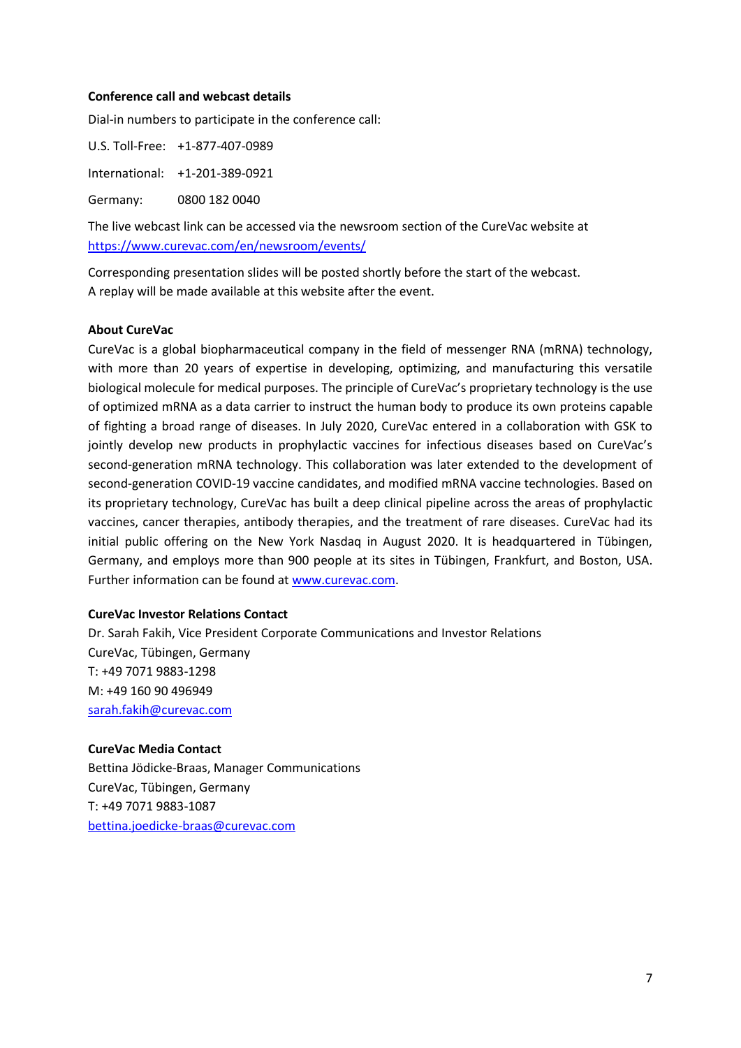**Conference call and webcast details**

Dial-in numbers to participate in the conference call:

U.S. Toll-Free: +1-877-407-0989

International: +1-201-389-0921

Germany: 0800 182 0040

The live webcast link can be accessed via the newsroom section of the CureVac website at https://www.curevac.com/en/newsroom/events/

Corresponding presentation slides will be posted shortly before the start of the webcast.
A replay will be made available at this website after the event.

**About CureVac**

CureVac is a global biopharmaceutical company in the field of messenger RNA (mRNA) technology, with more than 20 years of expertise in developing, optimizing, and manufacturing this versatile biological molecule for medical purposes. The principle of CureVac's proprietary technology is the use of optimized mRNA as a data carrier to instruct the human body to produce its own proteins capable of fighting a broad range of diseases. In July 2020, CureVac entered in a collaboration with GSK to jointly develop new products in prophylactic vaccines for infectious diseases based on CureVac's second-generation mRNA technology. This collaboration was later extended to the development of second-generation COVID-19 vaccine candidates, and modified mRNA vaccine technologies. Based on its proprietary technology, CureVac has built a deep clinical pipeline across the areas of prophylactic vaccines, cancer therapies, antibody therapies, and the treatment of rare diseases. CureVac had its initial public offering on the New York Nasdaq in August 2020. It is headquartered in Tübingen, Germany, and employs more than 900 people at its sites in Tübingen, Frankfurt, and Boston, USA. Further information can be found at www.curevac.com.

**CureVac Investor Relations Contact**

Dr. Sarah Fakih, Vice President Corporate Communications and Investor Relations
CureVac, Tübingen, Germany
T: +49 7071 9883-1298
M: +49 160 90 496949
sarah.fakih@curevac.com

**CureVac Media Contact**

Bettina Jödicke-Braas, Manager Communications
CureVac, Tübingen, Germany
T: +49 7071 9883-1087
bettina.joedicke-braas@curevac.com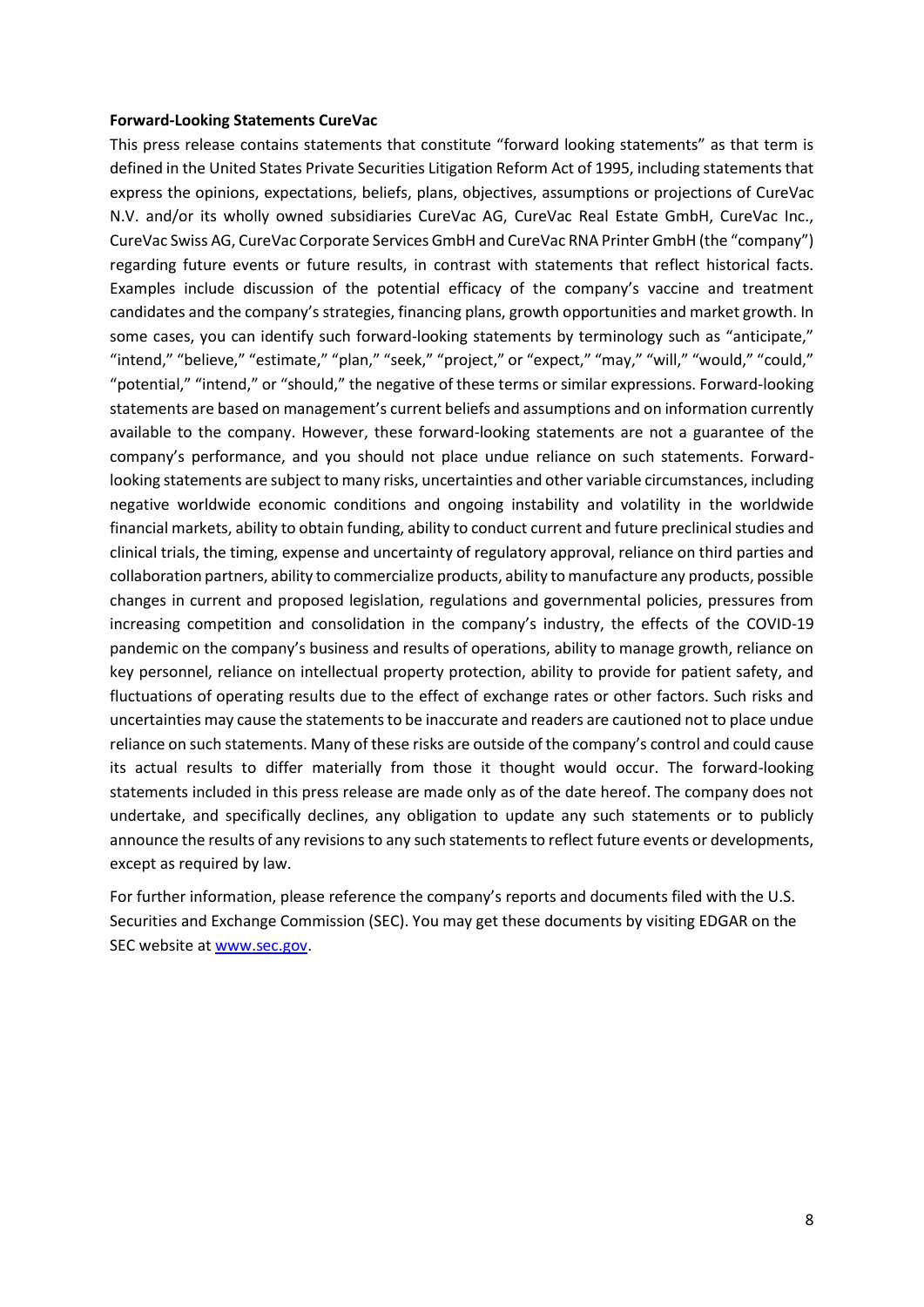**Forward-Looking Statements CureVac**

This press release contains statements that constitute "forward looking statements" as that term is defined in the United States Private Securities Litigation Reform Act of 1995, including statements that express the opinions, expectations, beliefs, plans, objectives, assumptions or projections of CureVac N.V. and/or its wholly owned subsidiaries CureVac AG, CureVac Real Estate GmbH, CureVac Inc., CureVac Swiss AG, CureVac Corporate Services GmbH and CureVac RNA Printer GmbH (the "company") regarding future events or future results, in contrast with statements that reflect historical facts. Examples include discussion of the potential efficacy of the company's vaccine and treatment candidates and the company's strategies, financing plans, growth opportunities and market growth. In some cases, you can identify such forward-looking statements by terminology such as "anticipate," "intend," "believe," "estimate," "plan," "seek," "project," or "expect," "may," "will," "would," "could," "potential," "intend," or "should," the negative of these terms or similar expressions. Forward-looking statements are based on management's current beliefs and assumptions and on information currently available to the company. However, these forward-looking statements are not a guarantee of the company's performance, and you should not place undue reliance on such statements. Forward-looking statements are subject to many risks, uncertainties and other variable circumstances, including negative worldwide economic conditions and ongoing instability and volatility in the worldwide financial markets, ability to obtain funding, ability to conduct current and future preclinical studies and clinical trials, the timing, expense and uncertainty of regulatory approval, reliance on third parties and collaboration partners, ability to commercialize products, ability to manufacture any products, possible changes in current and proposed legislation, regulations and governmental policies, pressures from increasing competition and consolidation in the company's industry, the effects of the COVID-19 pandemic on the company's business and results of operations, ability to manage growth, reliance on key personnel, reliance on intellectual property protection, ability to provide for patient safety, and fluctuations of operating results due to the effect of exchange rates or other factors. Such risks and uncertainties may cause the statements to be inaccurate and readers are cautioned not to place undue reliance on such statements. Many of these risks are outside of the company's control and could cause its actual results to differ materially from those it thought would occur. The forward-looking statements included in this press release are made only as of the date hereof. The company does not undertake, and specifically declines, any obligation to update any such statements or to publicly announce the results of any revisions to any such statements to reflect future events or developments, except as required by law.

For further information, please reference the company's reports and documents filed with the U.S. Securities and Exchange Commission (SEC). You may get these documents by visiting EDGAR on the SEC website at [www.sec.gov](http://www.sec.gov).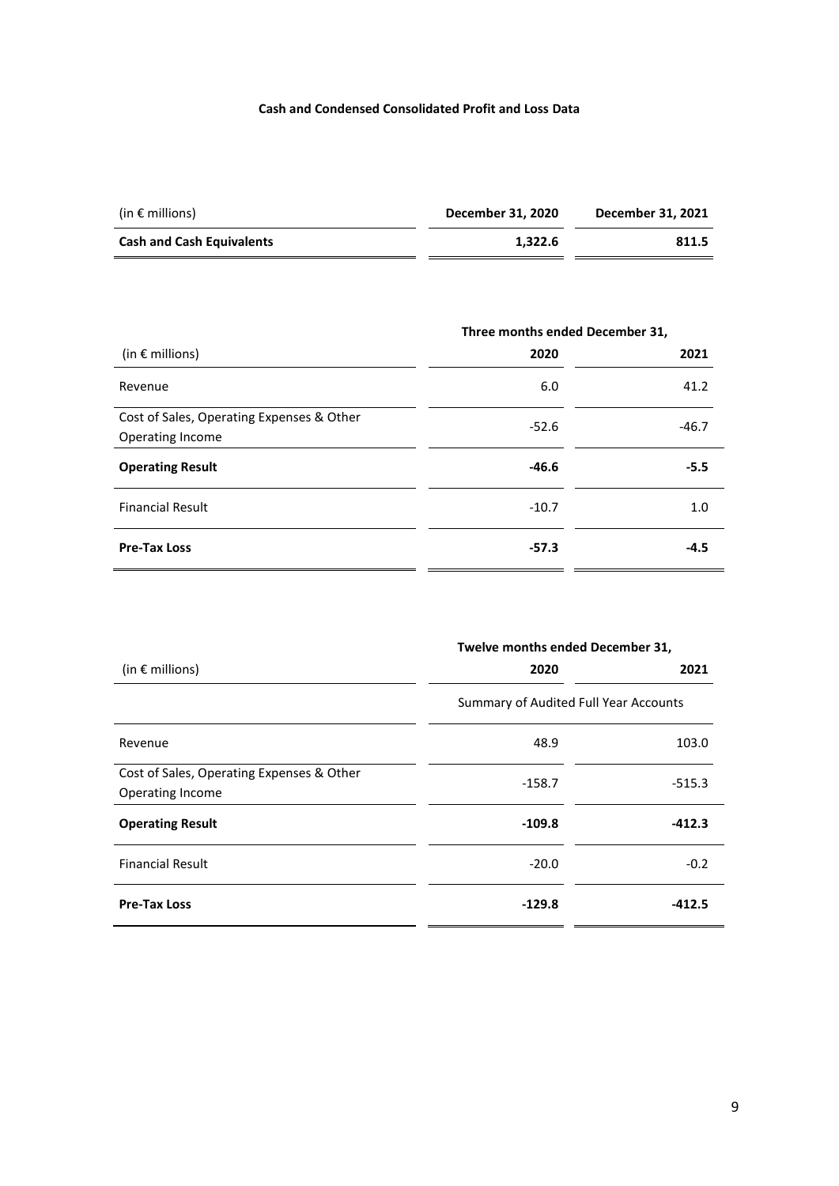**Cash and Condensed Consolidated Profit and Loss Data**

| (in € millions) | December 31, 2020 | December 31, 2021 |
|---|---|---|
| **Cash and Cash Equivalents** | **1,322.6** | **811.5** |

| | Three months ended December 31, | |
|---|---|---|
| (in € millions) | 2020 | 2021 |
| Revenue | 6.0 | 41.2 |
| Cost of Sales, Operating Expenses & Other Operating Income | -52.6 | -46.7 |
| **Operating Result** | **-46.6** | **-5.5** |
| Financial Result | -10.7 | 1.0 |
| **Pre-Tax Loss** | **-57.3** | **-4.5** |

| | Twelve months ended December 31, | |
|---|---|---|
| (in € millions) | 2020 | 2021 |
| | Summary of Audited Full Year Accounts | |
| Revenue | 48.9 | 103.0 |
| Cost of Sales, Operating Expenses & Other Operating Income | -158.7 | -515.3 |
| **Operating Result** | **-109.8** | **-412.3** |
| Financial Result | -20.0 | -0.2 |
| **Pre-Tax Loss** | **-129.8** | **-412.5** |